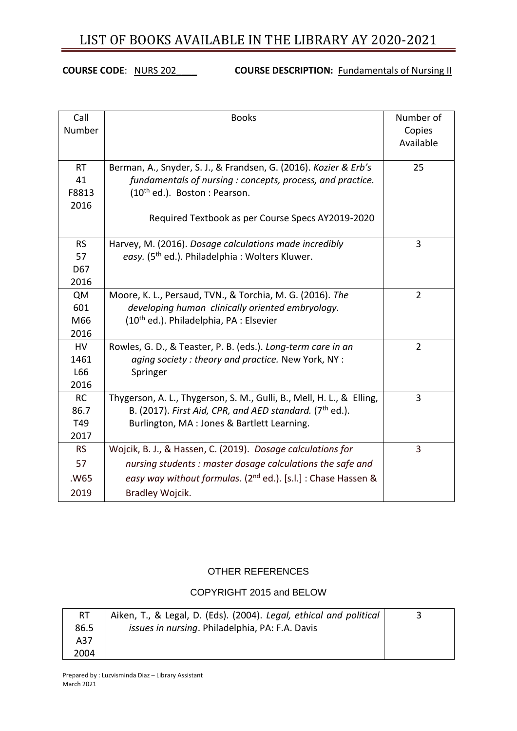# LIST OF BOOKS AVAILABLE IN THE LIBRARY AY 2020-2021

**COURSE CODE**: NURS 202____ **COURSE DESCRIPTION:** Fundamentals of Nursing II

| Call Number | Books | Number of Copies Available |
|---|---|---|
| RT 41 F8813 2016 | Berman, A., Snyder, S. J., & Frandsen, G. (2016). *Kozier & Erb's fundamentals of nursing : concepts, process, and practice.* (10th ed.). Boston : Pearson.<br><br>Required Textbook as per Course Specs AY2019-2020 | 25 |
| RS 57 D67 2016 | Harvey, M. (2016). *Dosage calculations made incredibly easy.* (5th ed.). Philadelphia : Wolters Kluwer. | 3 |
| QM 601 M66 2016 | Moore, K. L., Persaud, TVN., & Torchia, M. G. (2016). *The developing human clinically oriented embryology.* (10th ed.). Philadelphia, PA : Elsevier | 2 |
| HV 1461 L66 2016 | Rowles, G. D., & Teaster, P. B. (eds.). *Long-term care in an aging society : theory and practice.* New York, NY : Springer | 2 |
| RC 86.7 T49 2017 | Thygerson, A. L., Thygerson, S. M., Gulli, B., Mell, H. L., & Elling, B. (2017). *First Aid, CPR, and AED standard.* (7th ed.). Burlington, MA : Jones & Bartlett Learning. | 3 |
| RS 57 .W65 2019 | Wojcik, B. J., & Hassen, C. (2019). *Dosage calculations for nursing students : master dosage calculations the safe and easy way without formulas.* (2nd ed.). [s.l.] : Chase Hassen & Bradley Wojcik. | 3 |

OTHER REFERENCES

COPYRIGHT 2015 and BELOW

| Call Number | Books | Number of Copies Available |
|---|---|---|
| RT 86.5 A37 2004 | Aiken, T., & Legal, D. (Eds). (2004). *Legal, ethical and political issues in nursing*. Philadelphia, PA: F.A. Davis | 3 |

Prepared by : Luzvisminda Diaz – Library Assistant
March 2021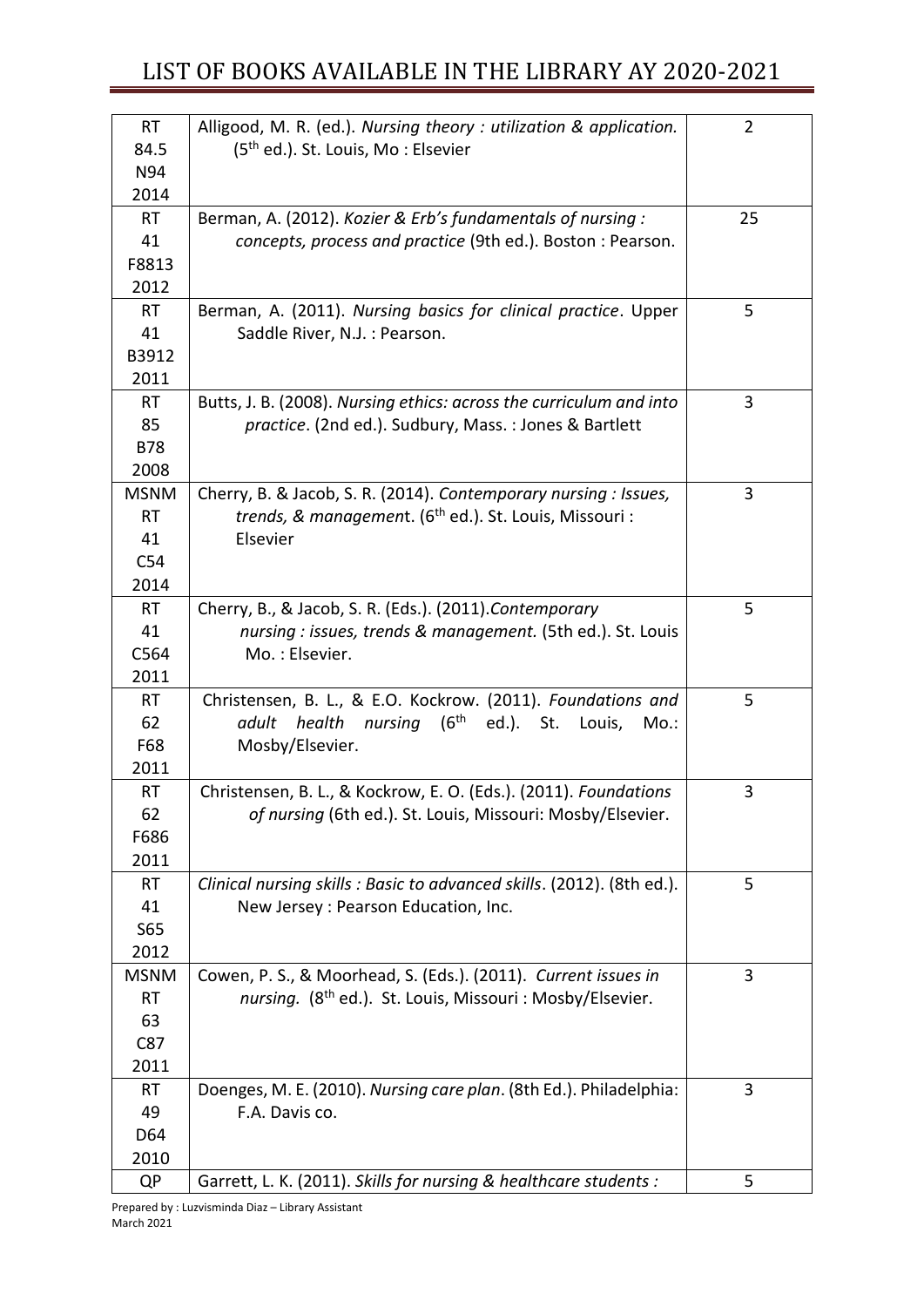# LIST OF BOOKS AVAILABLE IN THE LIBRARY AY 2020-2021

| | | |
|---|---|---|
| RT 84.5 N94 2014 | Alligood, M. R. (ed.). *Nursing theory : utilization & application.* (5th ed.). St. Louis, Mo : Elsevier | 2 |
| RT 41 F8813 2012 | Berman, A. (2012). *Kozier & Erb's fundamentals of nursing : concepts, process and practice* (9th ed.). Boston : Pearson. | 25 |
| RT 41 B3912 2011 | Berman, A. (2011). *Nursing basics for clinical practice*. Upper Saddle River, N.J. : Pearson. | 5 |
| RT 85 B78 2008 | Butts, J. B. (2008). *Nursing ethics: across the curriculum and into practice*. (2nd ed.). Sudbury, Mass. : Jones & Bartlett | 3 |
| MSNM RT 41 C54 2014 | Cherry, B. & Jacob, S. R. (2014). *Contemporary nursing : Issues, trends, & management*. (6th ed.). St. Louis, Missouri : Elsevier | 3 |
| RT 41 C564 2011 | Cherry, B., & Jacob, S. R. (Eds.). (2011).*Contemporary nursing : issues, trends & management.* (5th ed.). St. Louis Mo. : Elsevier. | 5 |
| RT 62 F68 2011 | Christensen, B. L., & E.O. Kockrow. (2011). *Foundations and adult health nursing* (6th ed.). St. Louis, Mo.: Mosby/Elsevier. | 5 |
| RT 62 F686 2011 | Christensen, B. L., & Kockrow, E. O. (Eds.). (2011). *Foundations of nursing* (6th ed.). St. Louis, Missouri: Mosby/Elsevier. | 3 |
| RT 41 S65 2012 | *Clinical nursing skills : Basic to advanced skills*. (2012). (8th ed.). New Jersey : Pearson Education, Inc. | 5 |
| MSNM RT 63 C87 2011 | Cowen, P. S., & Moorhead, S. (Eds.). (2011). *Current issues in nursing.* (8th ed.). St. Louis, Missouri : Mosby/Elsevier. | 3 |
| RT 49 D64 2010 | Doenges, M. E. (2010). *Nursing care plan*. (8th Ed.). Philadelphia: F.A. Davis co. | 3 |
| QP | Garrett, L. K. (2011). *Skills for nursing & healthcare students :* | 5 |

Prepared by : Luzvisminda Diaz – Library Assistant
March 2021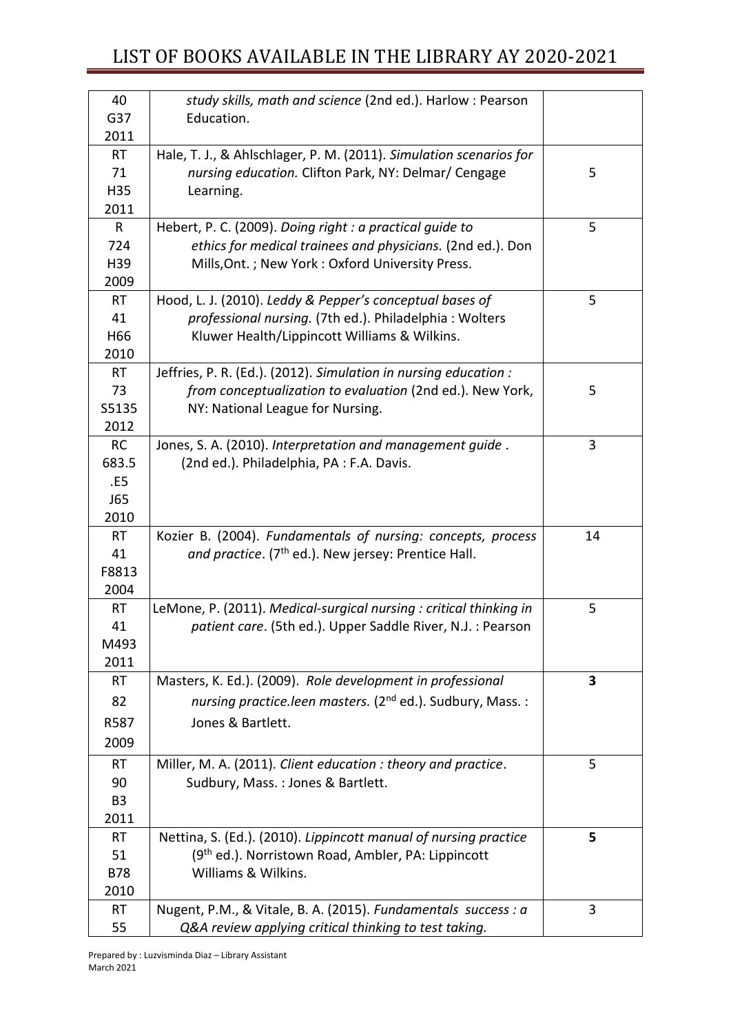| | | |
|---|---|---|
| 40<br>G37<br>2011 | *study skills, math and science* (2nd ed.). Harlow : Pearson Education. | |
| RT<br>71<br>H35<br>2011 | Hale, T. J., & Ahlschlager, P. M. (2011). *Simulation scenarios for nursing education.* Clifton Park, NY: Delmar/ Cengage Learning. | 5 |
| R<br>724<br>H39<br>2009 | Hebert, P. C. (2009). *Doing right : a practical guide to ethics for medical trainees and physicians.* (2nd ed.). Don Mills,Ont. ; New York : Oxford University Press. | 5 |
| RT<br>41<br>H66<br>2010 | Hood, L. J. (2010). *Leddy & Pepper's conceptual bases of professional nursing.* (7th ed.). Philadelphia : Wolters Kluwer Health/Lippincott Williams & Wilkins. | 5 |
| RT<br>73<br>S5135<br>2012 | Jeffries, P. R. (Ed.). (2012). *Simulation in nursing education : from conceptualization to evaluation* (2nd ed.). New York, NY: National League for Nursing. | 5 |
| RC<br>683.5<br>.E5<br>J65<br>2010 | Jones, S. A. (2010). *Interpretation and management guide* . (2nd ed.). Philadelphia, PA : F.A. Davis. | 3 |
| RT<br>41<br>F8813<br>2004 | Kozier B. (2004). *Fundamentals of nursing: concepts, process and practice*. (7th ed.). New jersey: Prentice Hall. | 14 |
| RT<br>41<br>M493<br>2011 | LeMone, P. (2011). *Medical-surgical nursing : critical thinking in patient care*. (5th ed.). Upper Saddle River, N.J. : Pearson | 5 |
| RT<br>82<br>R587<br>2009 | Masters, K. Ed.). (2009). *Role development in professional nursing practice.leen masters.* (2nd ed.). Sudbury, Mass. : Jones & Bartlett. | **3** |
| RT<br>90<br>B3<br>2011 | Miller, M. A. (2011). *Client education : theory and practice*. Sudbury, Mass. : Jones & Bartlett. | 5 |
| RT<br>51<br>B78<br>2010 | Nettina, S. (Ed.). (2010). *Lippincott manual of nursing practice* (9th ed.). Norristown Road, Ambler, PA: Lippincott Williams & Wilkins. | **5** |
| RT<br>55 | Nugent, P.M., & Vitale, B. A. (2015). *Fundamentals success : a Q&A review applying critical thinking to test taking.* | 3 |

Prepared by : Luzvisminda Diaz – Library Assistant
March 2021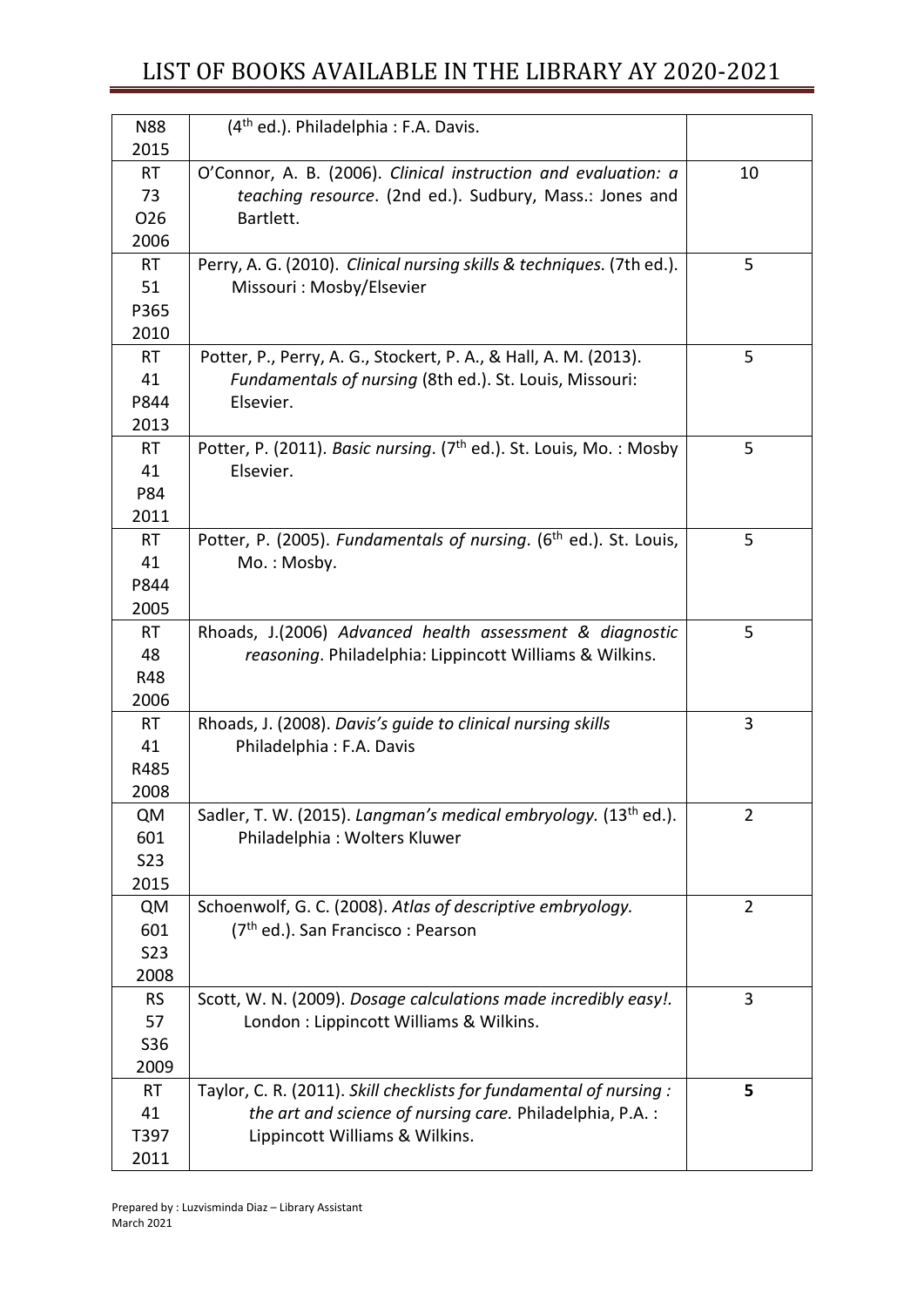| | | |
|---|---|---|
| N88 2015 | (4th ed.). Philadelphia : F.A. Davis. | |
| RT 73 O26 2006 | O'Connor, A. B. (2006). *Clinical instruction and evaluation: a teaching resource*. (2nd ed.). Sudbury, Mass.: Jones and Bartlett. | 10 |
| RT 51 P365 2010 | Perry, A. G. (2010). *Clinical nursing skills & techniques.* (7th ed.). Missouri : Mosby/Elsevier | 5 |
| RT 41 P844 2013 | Potter, P., Perry, A. G., Stockert, P. A., & Hall, A. M. (2013). *Fundamentals of nursing* (8th ed.). St. Louis, Missouri: Elsevier. | 5 |
| RT 41 P84 2011 | Potter, P. (2011). *Basic nursing*. (7th ed.). St. Louis, Mo. : Mosby Elsevier. | 5 |
| RT 41 P844 2005 | Potter, P. (2005). *Fundamentals of nursing*. (6th ed.). St. Louis, Mo. : Mosby. | 5 |
| RT 48 R48 2006 | Rhoads, J.(2006) *Advanced health assessment & diagnostic reasoning*. Philadelphia: Lippincott Williams & Wilkins. | 5 |
| RT 41 R485 2008 | Rhoads, J. (2008). *Davis's guide to clinical nursing skills* Philadelphia : F.A. Davis | 3 |
| QM 601 S23 2015 | Sadler, T. W. (2015). *Langman's medical embryology.* (13th ed.). Philadelphia : Wolters Kluwer | 2 |
| QM 601 S23 2008 | Schoenwolf, G. C. (2008). *Atlas of descriptive embryology.* (7th ed.). San Francisco : Pearson | 2 |
| RS 57 S36 2009 | Scott, W. N. (2009). *Dosage calculations made incredibly easy!.* London : Lippincott Williams & Wilkins. | 3 |
| RT 41 T397 2011 | Taylor, C. R. (2011). *Skill checklists for fundamental of nursing : the art and science of nursing care.* Philadelphia, P.A. : Lippincott Williams & Wilkins. | **5** |

Prepared by : Luzvisminda Diaz – Library Assistant
March 2021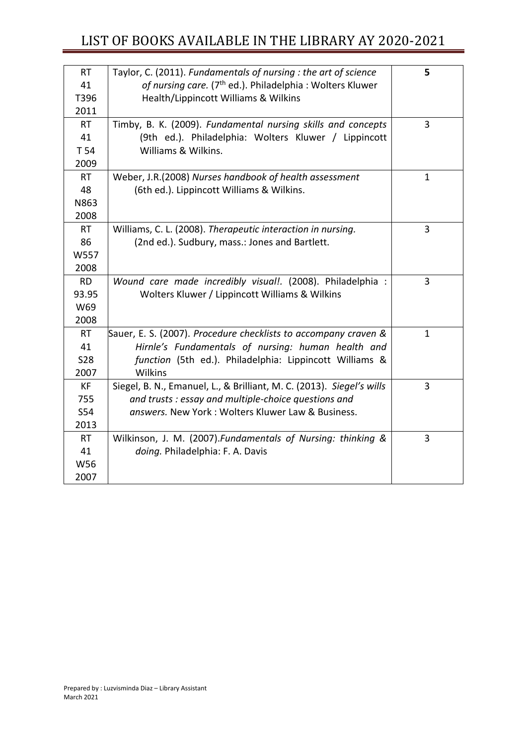| | | |
|---|---|---|
| RT 41 T396 2011 | Taylor, C. (2011). *Fundamentals of nursing : the art of science of nursing care.* (7th ed.). Philadelphia : Wolters Kluwer Health/Lippincott Williams & Wilkins | **5** |
| RT 41 T 54 2009 | Timby, B. K. (2009). *Fundamental nursing skills and concepts* (9th ed.). Philadelphia: Wolters Kluwer / Lippincott Williams & Wilkins. | 3 |
| RT 48 N863 2008 | Weber, J.R.(2008) *Nurses handbook of health assessment* (6th ed.). Lippincott Williams & Wilkins. | 1 |
| RT 86 W557 2008 | Williams, C. L. (2008). *Therapeutic interaction in nursing.* (2nd ed.). Sudbury, mass.: Jones and Bartlett. | 3 |
| RD 93.95 W69 2008 | *Wound care made incredibly visual!.* (2008). Philadelphia : Wolters Kluwer / Lippincott Williams & Wilkins | 3 |
| RT 41 S28 2007 | Sauer, E. S. (2007). *Procedure checklists to accompany craven & Hirnle's Fundamentals of nursing: human health and function* (5th ed.). Philadelphia: Lippincott Williams & Wilkins | 1 |
| KF 755 S54 2013 | Siegel, B. N., Emanuel, L., & Brilliant, M. C. (2013). *Siegel's wills and trusts : essay and multiple-choice questions and answers.* New York : Wolters Kluwer Law & Business. | 3 |
| RT 41 W56 2007 | Wilkinson, J. M. (2007).*Fundamentals of Nursing: thinking & doing.* Philadelphia: F. A. Davis | 3 |

Prepared by : Luzvisminda Diaz – Library Assistant
March 2021